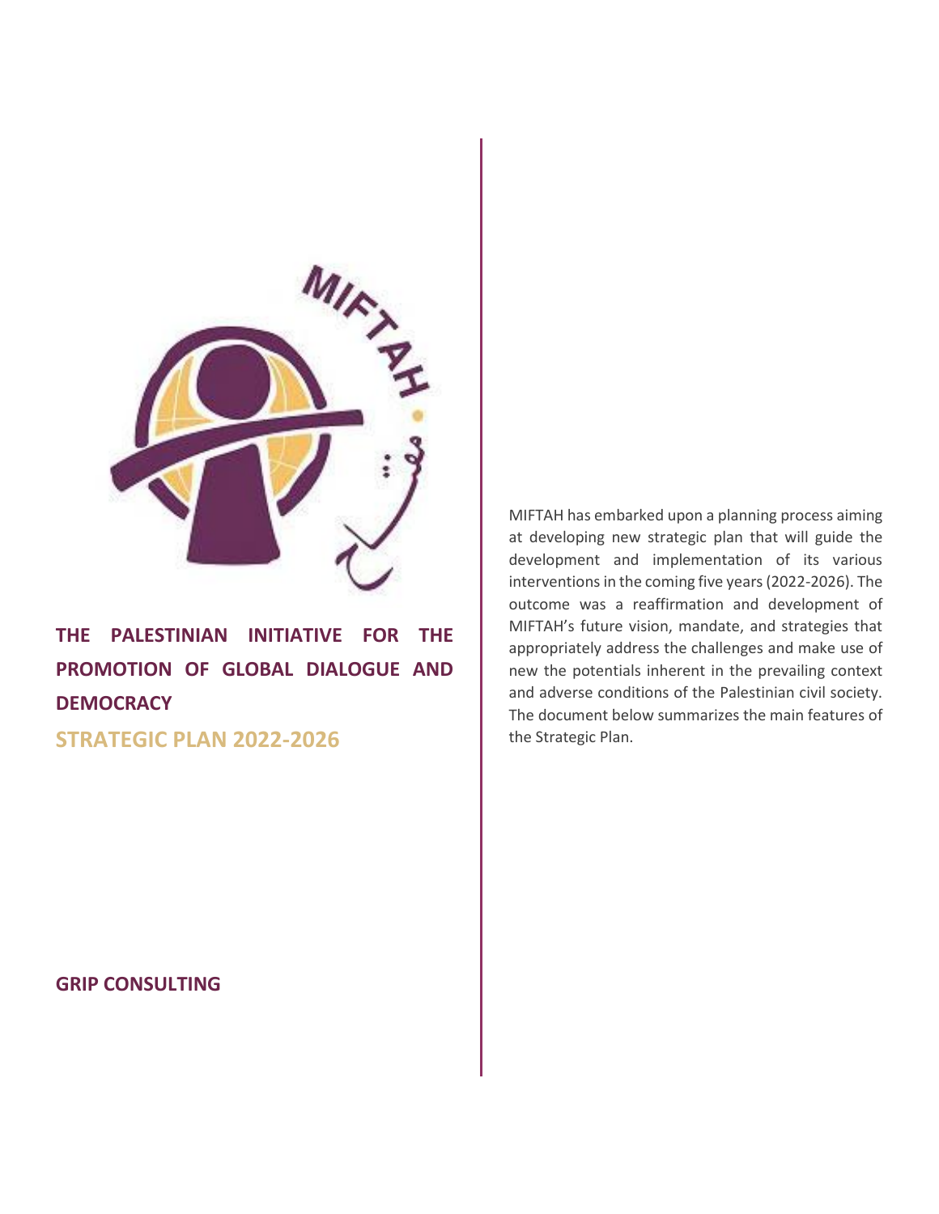# THE PALESTINIAN INITIATIVE FOR THE PROMOTION OF GLOBAL DIALOGUE AND DEMOCRACY

## STRATEGIC PLAN 2022-2026

**GRIP CONSULTING**

MIFTAH has embarked upon a planning process aiming at developing new strategic plan that will guide the development and implementation of its various interventions in the coming five years (2022-2026). The outcome was a reaffirmation and development of MIFTAH's future vision, mandate, and strategies that appropriately address the challenges and make use of new the potentials inherent in the prevailing context and adverse conditions of the Palestinian civil society. The document below summarizes the main features of the Strategic Plan.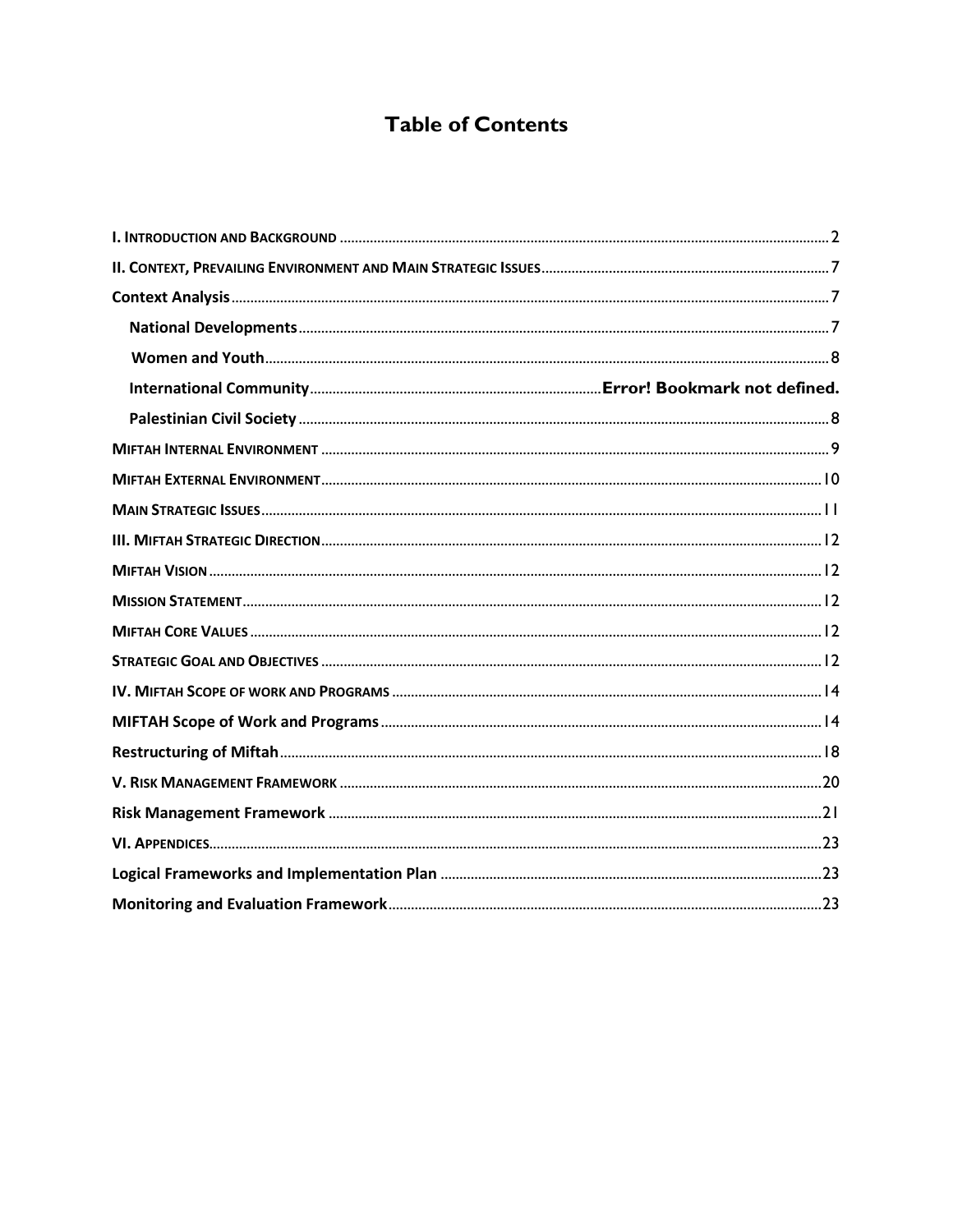# Table of Contents

I. INTRODUCTION AND BACKGROUND ..... 2

II. CONTEXT, PREVAILING ENVIRONMENT AND MAIN STRATEGIC ISSUES ..... 7

Context Analysis ..... 7

- National Developments ..... 7
- Women and Youth ..... 8
- International Community ..... Error! Bookmark not defined.
- Palestinian Civil Society ..... 8

MIFTAH INTERNAL ENVIRONMENT ..... 9

MIFTAH EXTERNAL ENVIRONMENT ..... 10

MAIN STRATEGIC ISSUES ..... 11

III. MIFTAH STRATEGIC DIRECTION ..... 12

MIFTAH VISION ..... 12

MISSION STATEMENT ..... 12

MIFTAH CORE VALUES ..... 12

STRATEGIC GOAL AND OBJECTIVES ..... 12

IV. MIFTAH SCOPE OF WORK AND PROGRAMS ..... 14

MIFTAH Scope of Work and Programs ..... 14

Restructuring of Miftah ..... 18

V. RISK MANAGEMENT FRAMEWORK ..... 20

Risk Management Framework ..... 21

VI. APPENDICES ..... 23

Logical Frameworks and Implementation Plan ..... 23

Monitoring and Evaluation Framework ..... 23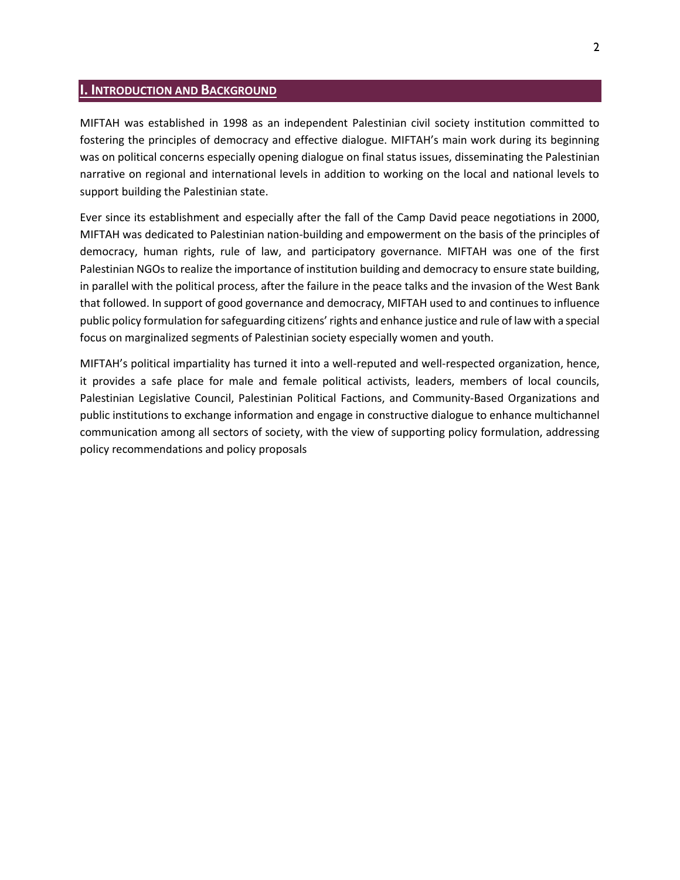## I. Introduction and Background

MIFTAH was established in 1998 as an independent Palestinian civil society institution committed to fostering the principles of democracy and effective dialogue. MIFTAH's main work during its beginning was on political concerns especially opening dialogue on final status issues, disseminating the Palestinian narrative on regional and international levels in addition to working on the local and national levels to support building the Palestinian state.

Ever since its establishment and especially after the fall of the Camp David peace negotiations in 2000, MIFTAH was dedicated to Palestinian nation-building and empowerment on the basis of the principles of democracy, human rights, rule of law, and participatory governance. MIFTAH was one of the first Palestinian NGOs to realize the importance of institution building and democracy to ensure state building, in parallel with the political process, after the failure in the peace talks and the invasion of the West Bank that followed. In support of good governance and democracy, MIFTAH used to and continues to influence public policy formulation for safeguarding citizens' rights and enhance justice and rule of law with a special focus on marginalized segments of Palestinian society especially women and youth.

MIFTAH's political impartiality has turned it into a well-reputed and well-respected organization, hence, it provides a safe place for male and female political activists, leaders, members of local councils, Palestinian Legislative Council, Palestinian Political Factions, and Community-Based Organizations and public institutions to exchange information and engage in constructive dialogue to enhance multichannel communication among all sectors of society, with the view of supporting policy formulation, addressing policy recommendations and policy proposals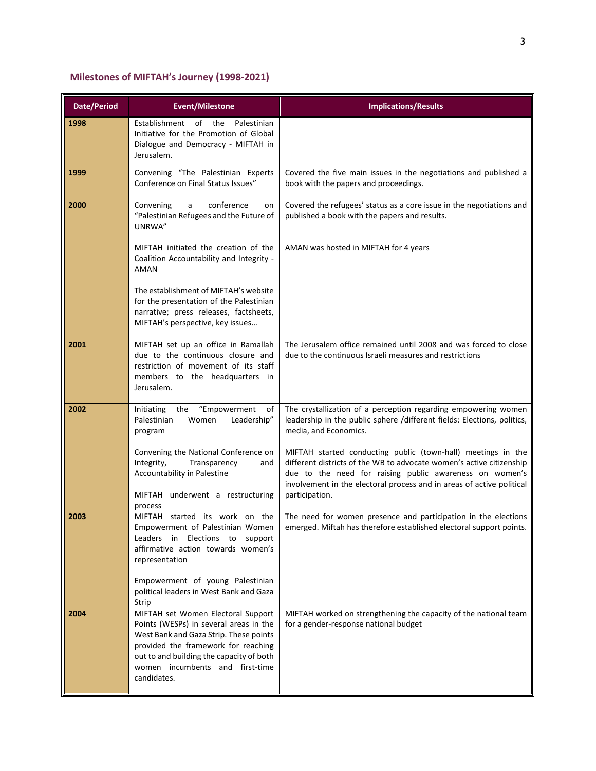## Milestones of MIFTAH's Journey (1998-2021)

| Date/Period | Event/Milestone | Implications/Results |
|---|---|---|
| 1998 | Establishment of the Palestinian Initiative for the Promotion of Global Dialogue and Democracy - MIFTAH in Jerusalem. | |
| 1999 | Convening "The Palestinian Experts Conference on Final Status Issues" | Covered the five main issues in the negotiations and published a book with the papers and proceedings. |
| 2000 | Convening a conference on "Palestinian Refugees and the Future of UNRWA" | Covered the refugees' status as a core issue in the negotiations and published a book with the papers and results. |
| | MIFTAH initiated the creation of the Coalition Accountability and Integrity - AMAN | AMAN was hosted in MIFTAH for 4 years |
| | The establishment of MIFTAH's website for the presentation of the Palestinian narrative; press releases, factsheets, MIFTAH's perspective, key issues… | |
| 2001 | MIFTAH set up an office in Ramallah due to the continuous closure and restriction of movement of its staff members to the headquarters in Jerusalem. | The Jerusalem office remained until 2008 and was forced to close due to the continuous Israeli measures and restrictions |
| 2002 | Initiating the "Empowerment of Palestinian Women Leadership" program | The crystallization of a perception regarding empowering women leadership in the public sphere /different fields: Elections, politics, media, and Economics. |
| | Convening the National Conference on Integrity, Transparency and Accountability in Palestine<br><br>MIFTAH underwent a restructuring process | MIFTAH started conducting public (town-hall) meetings in the different districts of the WB to advocate women's active citizenship due to the need for raising public awareness on women's involvement in the electoral process and in areas of active political participation. |
| 2003 | MIFTAH started its work on the Empowerment of Palestinian Women Leaders in Elections to support affirmative action towards women's representation | The need for women presence and participation in the elections emerged. Miftah has therefore established electoral support points. |
| | Empowerment of young Palestinian political leaders in West Bank and Gaza Strip | |
| 2004 | MIFTAH set Women Electoral Support Points (WESPs) in several areas in the West Bank and Gaza Strip. These points provided the framework for reaching out to and building the capacity of both women incumbents and first-time candidates. | MIFTAH worked on strengthening the capacity of the national team for a gender-response national budget |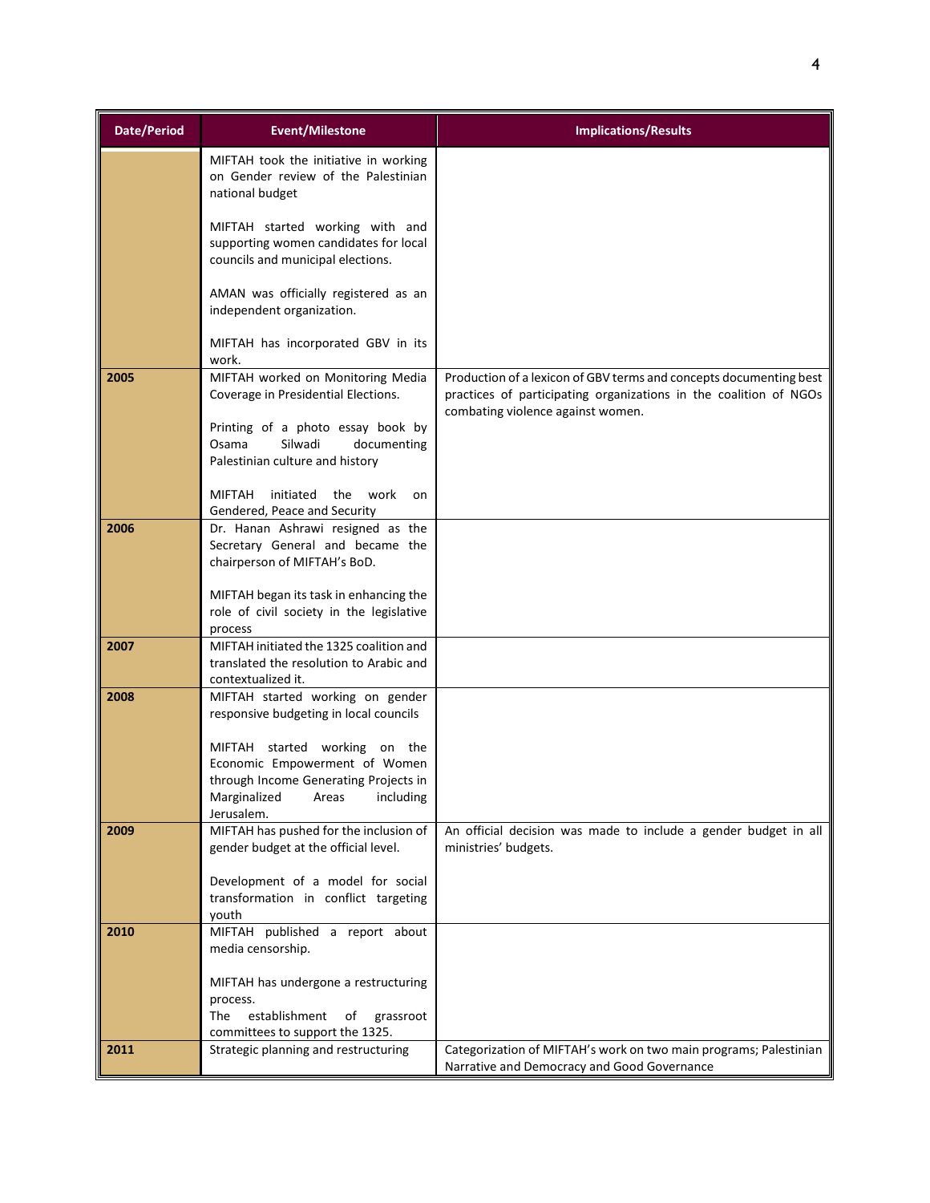| Date/Period | Event/Milestone | Implications/Results |
|---|---|---|
| | MIFTAH took the initiative in working on Gender review of the Palestinian national budget<br><br>MIFTAH started working with and supporting women candidates for local councils and municipal elections.<br><br>AMAN was officially registered as an independent organization.<br><br>MIFTAH has incorporated GBV in its work. | |
| 2005 | MIFTAH worked on Monitoring Media Coverage in Presidential Elections.<br><br>Printing of a photo essay book by Osama Silwadi documenting Palestinian culture and history<br><br>MIFTAH initiated the work on Gendered, Peace and Security | Production of a lexicon of GBV terms and concepts documenting best practices of participating organizations in the coalition of NGOs combating violence against women. |
| 2006 | Dr. Hanan Ashrawi resigned as the Secretary General and became the chairperson of MIFTAH's BoD.<br><br>MIFTAH began its task in enhancing the role of civil society in the legislative process | |
| 2007 | MIFTAH initiated the 1325 coalition and translated the resolution to Arabic and contextualized it. | |
| 2008 | MIFTAH started working on gender responsive budgeting in local councils<br><br>MIFTAH started working on the Economic Empowerment of Women through Income Generating Projects in Marginalized Areas including Jerusalem. | |
| 2009 | MIFTAH has pushed for the inclusion of gender budget at the official level.<br><br>Development of a model for social transformation in conflict targeting youth | An official decision was made to include a gender budget in all ministries' budgets. |
| 2010 | MIFTAH published a report about media censorship.<br><br>MIFTAH has undergone a restructuring process.<br>The establishment of grassroot committees to support the 1325. | |
| 2011 | Strategic planning and restructuring | Categorization of MIFTAH's work on two main programs; Palestinian Narrative and Democracy and Good Governance |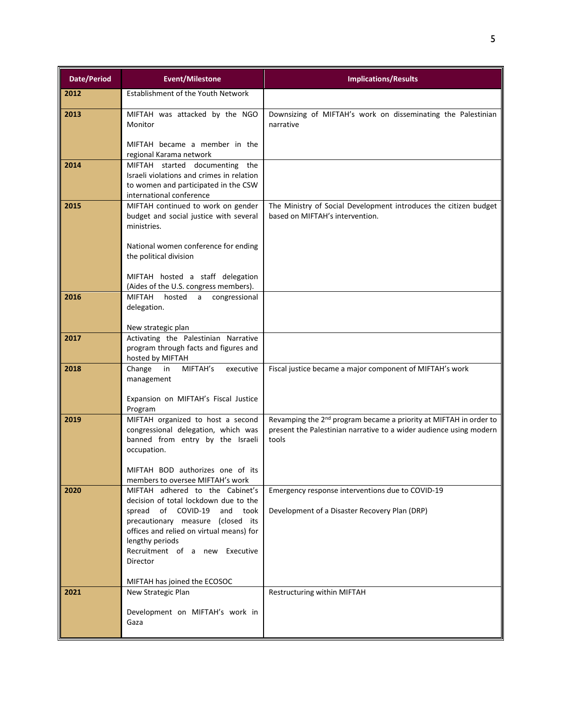| Date/Period | Event/Milestone | Implications/Results |
|---|---|---|
| 2012 | Establishment of the Youth Network | |
| 2013 | MIFTAH was attacked by the NGO Monitor<br><br>MIFTAH became a member in the regional Karama network | Downsizing of MIFTAH's work on disseminating the Palestinian narrative |
| 2014 | MIFTAH started documenting the Israeli violations and crimes in relation to women and participated in the CSW international conference | |
| 2015 | MIFTAH continued to work on gender budget and social justice with several ministries.<br><br>National women conference for ending the political division<br><br>MIFTAH hosted a staff delegation (Aides of the U.S. congress members). | The Ministry of Social Development introduces the citizen budget based on MIFTAH's intervention. |
| 2016 | MIFTAH hosted a congressional delegation.<br><br>New strategic plan | |
| 2017 | Activating the Palestinian Narrative program through facts and figures and hosted by MIFTAH | |
| 2018 | Change in MIFTAH's executive management<br><br>Expansion on MIFTAH's Fiscal Justice Program | Fiscal justice became a major component of MIFTAH's work |
| 2019 | MIFTAH organized to host a second congressional delegation, which was banned from entry by the Israeli occupation.<br><br>MIFTAH BOD authorizes one of its members to oversee MIFTAH's work | Revamping the 2nd program became a priority at MIFTAH in order to present the Palestinian narrative to a wider audience using modern tools |
| 2020 | MIFTAH adhered to the Cabinet's decision of total lockdown due to the spread of COVID-19 and took precautionary measure (closed its offices and relied on virtual means) for lengthy periods<br>Recruitment of a new Executive Director<br><br>MIFTAH has joined the ECOSOC | Emergency response interventions due to COVID-19<br><br>Development of a Disaster Recovery Plan (DRP) |
| 2021 | New Strategic Plan<br><br>Development on MIFTAH's work in Gaza | Restructuring within MIFTAH |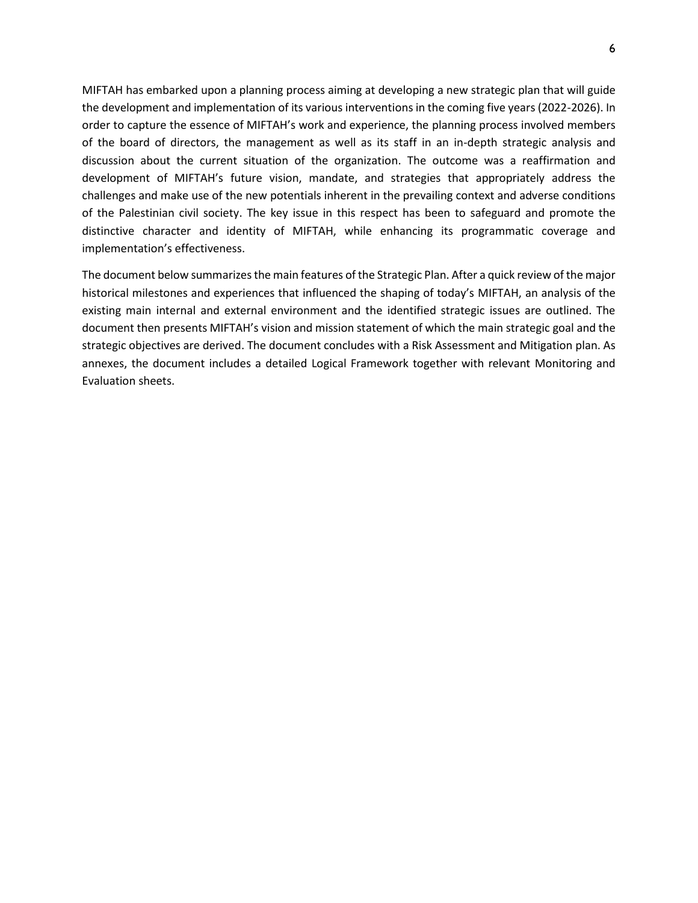MIFTAH has embarked upon a planning process aiming at developing a new strategic plan that will guide the development and implementation of its various interventions in the coming five years (2022-2026). In order to capture the essence of MIFTAH's work and experience, the planning process involved members of the board of directors, the management as well as its staff in an in-depth strategic analysis and discussion about the current situation of the organization. The outcome was a reaffirmation and development of MIFTAH's future vision, mandate, and strategies that appropriately address the challenges and make use of the new potentials inherent in the prevailing context and adverse conditions of the Palestinian civil society. The key issue in this respect has been to safeguard and promote the distinctive character and identity of MIFTAH, while enhancing its programmatic coverage and implementation's effectiveness.

The document below summarizes the main features of the Strategic Plan. After a quick review of the major historical milestones and experiences that influenced the shaping of today's MIFTAH, an analysis of the existing main internal and external environment and the identified strategic issues are outlined. The document then presents MIFTAH's vision and mission statement of which the main strategic goal and the strategic objectives are derived. The document concludes with a Risk Assessment and Mitigation plan. As annexes, the document includes a detailed Logical Framework together with relevant Monitoring and Evaluation sheets.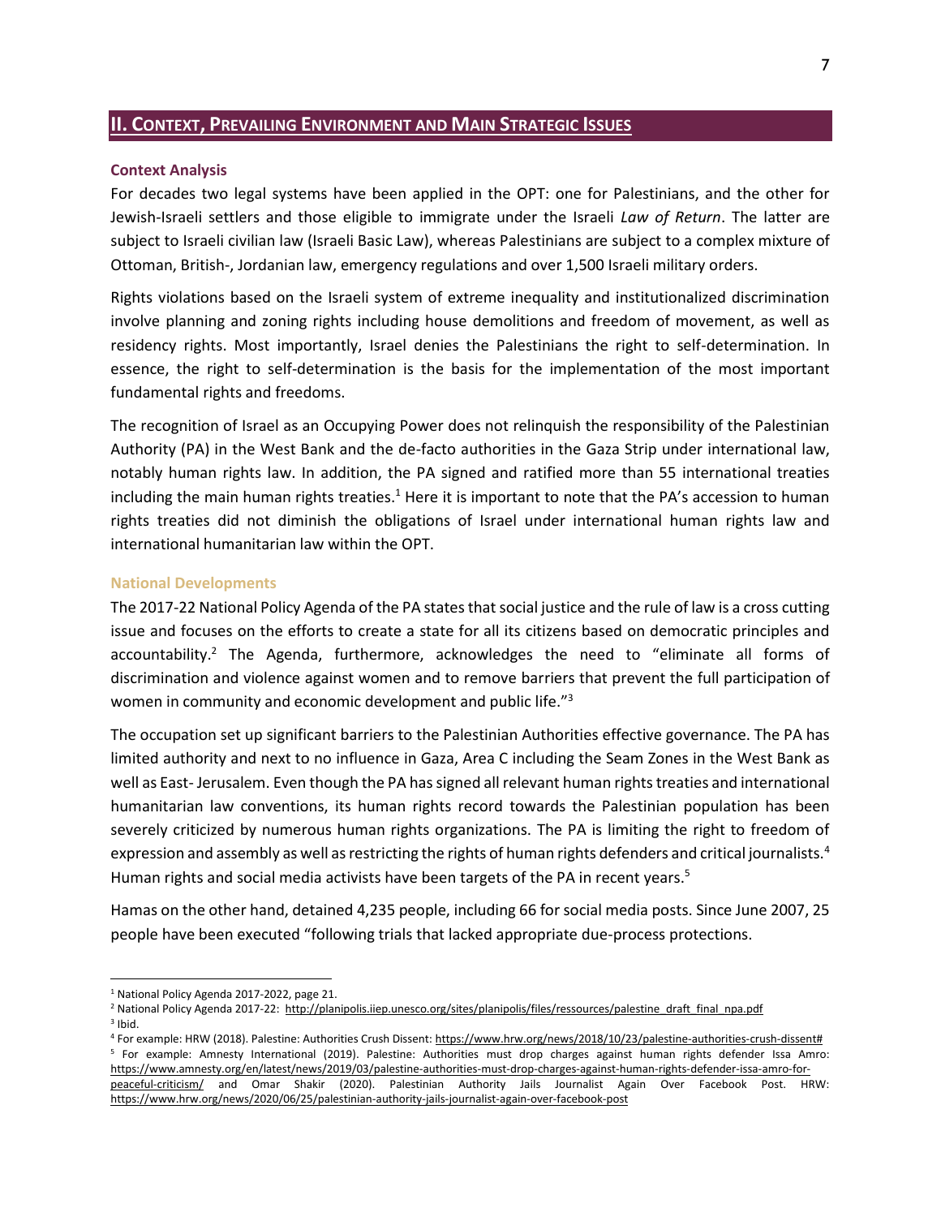## II. CONTEXT, PREVAILING ENVIRONMENT AND MAIN STRATEGIC ISSUES

### Context Analysis

For decades two legal systems have been applied in the OPT: one for Palestinians, and the other for Jewish-Israeli settlers and those eligible to immigrate under the Israeli *Law of Return*. The latter are subject to Israeli civilian law (Israeli Basic Law), whereas Palestinians are subject to a complex mixture of Ottoman, British-, Jordanian law, emergency regulations and over 1,500 Israeli military orders.

Rights violations based on the Israeli system of extreme inequality and institutionalized discrimination involve planning and zoning rights including house demolitions and freedom of movement, as well as residency rights. Most importantly, Israel denies the Palestinians the right to self-determination. In essence, the right to self-determination is the basis for the implementation of the most important fundamental rights and freedoms.

The recognition of Israel as an Occupying Power does not relinquish the responsibility of the Palestinian Authority (PA) in the West Bank and the de-facto authorities in the Gaza Strip under international law, notably human rights law. In addition, the PA signed and ratified more than 55 international treaties including the main human rights treaties.[1] Here it is important to note that the PA's accession to human rights treaties did not diminish the obligations of Israel under international human rights law and international humanitarian law within the OPT.

### National Developments

The 2017-22 National Policy Agenda of the PA states that social justice and the rule of law is a cross cutting issue and focuses on the efforts to create a state for all its citizens based on democratic principles and accountability.[2] The Agenda, furthermore, acknowledges the need to "eliminate all forms of discrimination and violence against women and to remove barriers that prevent the full participation of women in community and economic development and public life."[3]

The occupation set up significant barriers to the Palestinian Authorities effective governance. The PA has limited authority and next to no influence in Gaza, Area C including the Seam Zones in the West Bank as well as East- Jerusalem. Even though the PA has signed all relevant human rights treaties and international humanitarian law conventions, its human rights record towards the Palestinian population has been severely criticized by numerous human rights organizations. The PA is limiting the right to freedom of expression and assembly as well as restricting the rights of human rights defenders and critical journalists.[4] Human rights and social media activists have been targets of the PA in recent years.[5]

Hamas on the other hand, detained 4,235 people, including 66 for social media posts. Since June 2007, 25 people have been executed "following trials that lacked appropriate due-process protections.

---

[1] National Policy Agenda 2017-2022, page 21.

[2] National Policy Agenda 2017-22: http://planipolis.iiep.unesco.org/sites/planipolis/files/ressources/palestine_draft_final_npa.pdf

[3] Ibid.

[4] For example: HRW (2018). Palestine: Authorities Crush Dissent: https://www.hrw.org/news/2018/10/23/palestine-authorities-crush-dissent#

[5] For example: Amnesty International (2019). Palestine: Authorities must drop charges against human rights defender Issa Amro: https://www.amnesty.org/en/latest/news/2019/03/palestine-authorities-must-drop-charges-against-human-rights-defender-issa-amro-for-peaceful-criticism/ and Omar Shakir (2020). Palestinian Authority Jails Journalist Again Over Facebook Post. HRW: https://www.hrw.org/news/2020/06/25/palestinian-authority-jails-journalist-again-over-facebook-post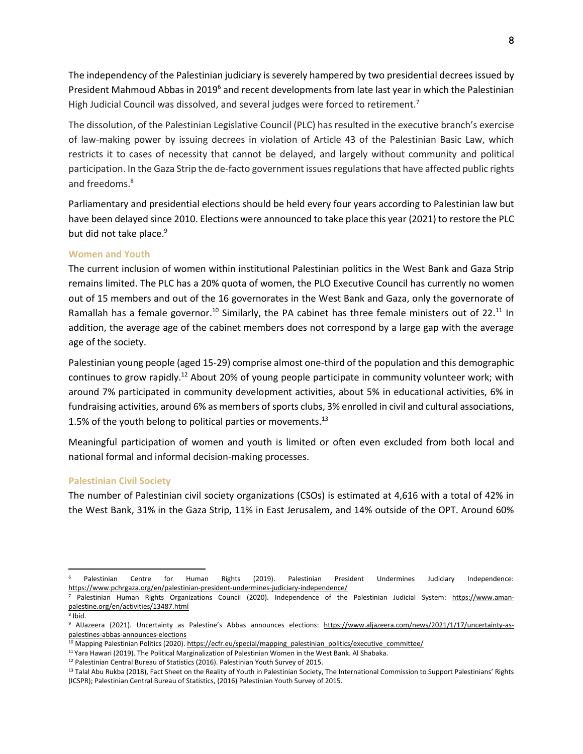The independency of the Palestinian judiciary is severely hampered by two presidential decrees issued by President Mahmoud Abbas in 2019[6] and recent developments from late last year in which the Palestinian High Judicial Council was dissolved, and several judges were forced to retirement.[7]

The dissolution, of the Palestinian Legislative Council (PLC) has resulted in the executive branch's exercise of law-making power by issuing decrees in violation of Article 43 of the Palestinian Basic Law, which restricts it to cases of necessity that cannot be delayed, and largely without community and political participation. In the Gaza Strip the de-facto government issues regulations that have affected public rights and freedoms.[8]

Parliamentary and presidential elections should be held every four years according to Palestinian law but have been delayed since 2010. Elections were announced to take place this year (2021) to restore the PLC but did not take place.[9]

### Women and Youth

The current inclusion of women within institutional Palestinian politics in the West Bank and Gaza Strip remains limited. The PLC has a 20% quota of women, the PLO Executive Council has currently no women out of 15 members and out of the 16 governorates in the West Bank and Gaza, only the governorate of Ramallah has a female governor.[10] Similarly, the PA cabinet has three female ministers out of 22.[11] In addition, the average age of the cabinet members does not correspond by a large gap with the average age of the society.

Palestinian young people (aged 15-29) comprise almost one-third of the population and this demographic continues to grow rapidly.[12] About 20% of young people participate in community volunteer work; with around 7% participated in community development activities, about 5% in educational activities, 6% in fundraising activities, around 6% as members of sports clubs, 3% enrolled in civil and cultural associations, 1.5% of the youth belong to political parties or movements.[13]

Meaningful participation of women and youth is limited or often even excluded from both local and national formal and informal decision-making processes.

### Palestinian Civil Society

The number of Palestinian civil society organizations (CSOs) is estimated at 4,616 with a total of 42% in the West Bank, 31% in the Gaza Strip, 11% in East Jerusalem, and 14% outside of the OPT. Around 60%

---

[6] Palestinian Centre for Human Rights (2019). Palestinian President Undermines Judiciary Independence: https://www.pchrgaza.org/en/palestinian-president-undermines-judiciary-independence/

[7] Palestinian Human Rights Organizations Council (2020). Independence of the Palestinian Judicial System: https://www.aman-palestine.org/en/activities/13487.html

[8] Ibid.

[9] AlJazeera (2021). Uncertainty as Palestine's Abbas announces elections: https://www.aljazeera.com/news/2021/1/17/uncertainty-as-palestines-abbas-announces-elections

[10] Mapping Palestinian Politics (2020). https://ecfr.eu/special/mapping_palestinian_politics/executive_committee/

[11] Yara Hawari (2019). The Political Marginalization of Palestinian Women in the West Bank. Al Shabaka.

[12] Palestinian Central Bureau of Statistics (2016). Palestinian Youth Survey of 2015.

[13] Talal Abu Rukba (2018), Fact Sheet on the Reality of Youth in Palestinian Society, The International Commission to Support Palestinians' Rights (ICSPR); Palestinian Central Bureau of Statistics, (2016) Palestinian Youth Survey of 2015.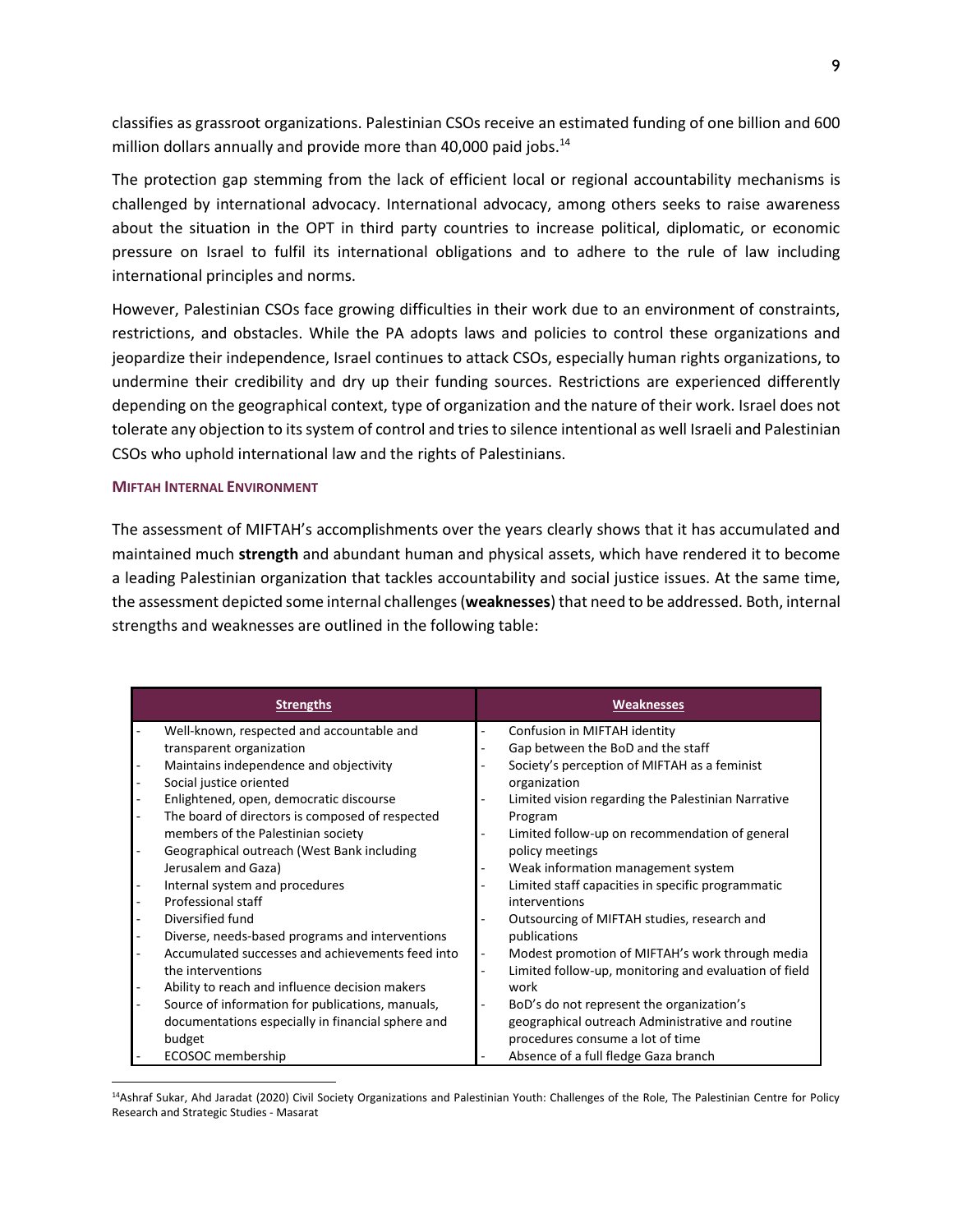classifies as grassroot organizations. Palestinian CSOs receive an estimated funding of one billion and 600 million dollars annually and provide more than 40,000 paid jobs.[14]

The protection gap stemming from the lack of efficient local or regional accountability mechanisms is challenged by international advocacy. International advocacy, among others seeks to raise awareness about the situation in the OPT in third party countries to increase political, diplomatic, or economic pressure on Israel to fulfil its international obligations and to adhere to the rule of law including international principles and norms.

However, Palestinian CSOs face growing difficulties in their work due to an environment of constraints, restrictions, and obstacles. While the PA adopts laws and policies to control these organizations and jeopardize their independence, Israel continues to attack CSOs, especially human rights organizations, to undermine their credibility and dry up their funding sources. Restrictions are experienced differently depending on the geographical context, type of organization and the nature of their work. Israel does not tolerate any objection to its system of control and tries to silence intentional as well Israeli and Palestinian CSOs who uphold international law and the rights of Palestinians.

#### MIFTAH INTERNAL ENVIRONMENT

The assessment of MIFTAH's accomplishments over the years clearly shows that it has accumulated and maintained much **strength** and abundant human and physical assets, which have rendered it to become a leading Palestinian organization that tackles accountability and social justice issues. At the same time, the assessment depicted some internal challenges (**weaknesses**) that need to be addressed. Both, internal strengths and weaknesses are outlined in the following table:

| Strengths | Weaknesses |
|---|---|
| - Well-known, respected and accountable and transparent organization<br>- Maintains independence and objectivity<br>- Social justice oriented<br>- Enlightened, open, democratic discourse<br>- The board of directors is composed of respected members of the Palestinian society<br>- Geographical outreach (West Bank including Jerusalem and Gaza)<br>- Internal system and procedures<br>- Professional staff<br>- Diversified fund<br>- Diverse, needs-based programs and interventions<br>- Accumulated successes and achievements feed into the interventions<br>- Ability to reach and influence decision makers<br>- Source of information for publications, manuals, documentations especially in financial sphere and budget<br>- ECOSOC membership | - Confusion in MIFTAH identity<br>- Gap between the BoD and the staff<br>- Society's perception of MIFTAH as a feminist organization<br>- Limited vision regarding the Palestinian Narrative Program<br>- Limited follow-up on recommendation of general policy meetings<br>- Weak information management system<br>- Limited staff capacities in specific programmatic interventions<br>- Outsourcing of MIFTAH studies, research and publications<br>- Modest promotion of MIFTAH's work through media<br>- Limited follow-up, monitoring and evaluation of field work<br>- BoD's do not represent the organization's geographical outreach Administrative and routine procedures consume a lot of time<br>- Absence of a full fledge Gaza branch |

[14]Ashraf Sukar, Ahd Jaradat (2020) Civil Society Organizations and Palestinian Youth: Challenges of the Role, The Palestinian Centre for Policy Research and Strategic Studies - Masarat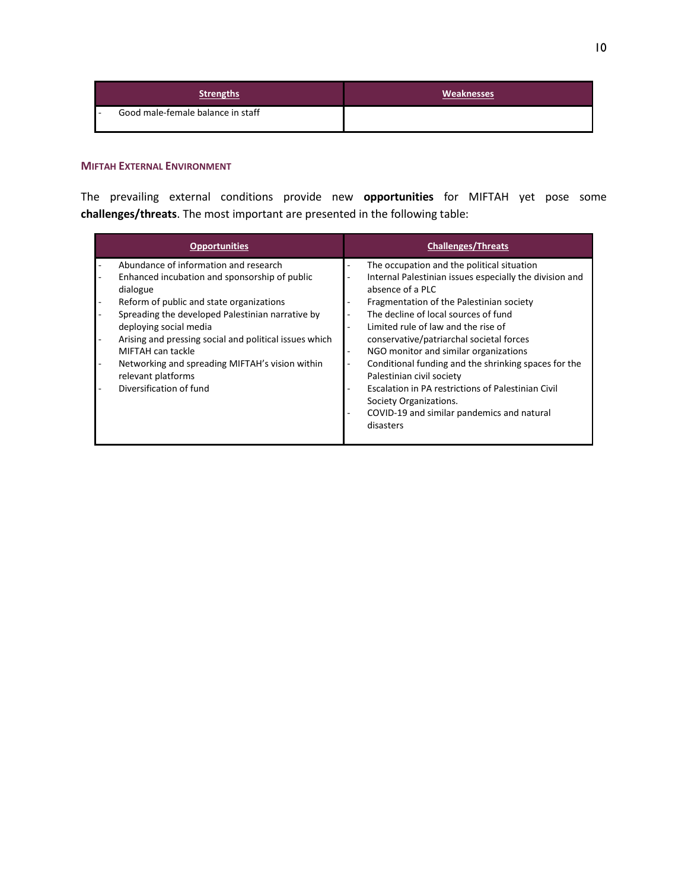| Strengths | Weaknesses |
|---|---|
| - Good male-female balance in staff | |

### MIFTAH EXTERNAL ENVIRONMENT

The prevailing external conditions provide new **opportunities** for MIFTAH yet pose some **challenges/threats**. The most important are presented in the following table:

| Opportunities | Challenges/Threats |
|---|---|
| - Abundance of information and research<br>- Enhanced incubation and sponsorship of public dialogue<br>- Reform of public and state organizations<br>- Spreading the developed Palestinian narrative by deploying social media<br>- Arising and pressing social and political issues which MIFTAH can tackle<br>- Networking and spreading MIFTAH's vision within relevant platforms<br>- Diversification of fund | - The occupation and the political situation<br>- Internal Palestinian issues especially the division and absence of a PLC<br>- Fragmentation of the Palestinian society<br>- The decline of local sources of fund<br>- Limited rule of law and the rise of conservative/patriarchal societal forces<br>- NGO monitor and similar organizations<br>- Conditional funding and the shrinking spaces for the Palestinian civil society<br>- Escalation in PA restrictions of Palestinian Civil Society Organizations.<br>- COVID-19 and similar pandemics and natural disasters |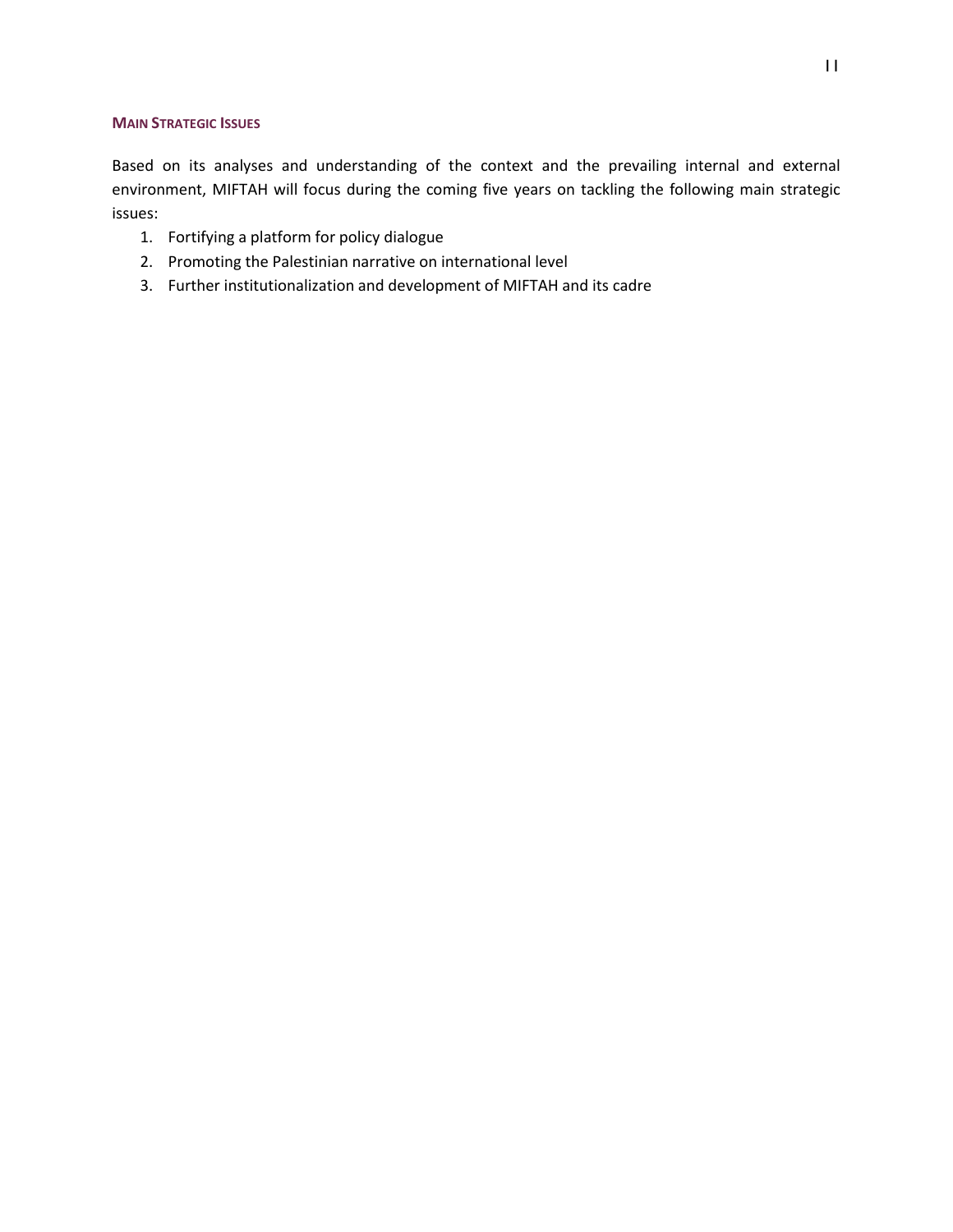## Main Strategic Issues

Based on its analyses and understanding of the context and the prevailing internal and external environment, MIFTAH will focus during the coming five years on tackling the following main strategic issues:

1. Fortifying a platform for policy dialogue
2. Promoting the Palestinian narrative on international level
3. Further institutionalization and development of MIFTAH and its cadre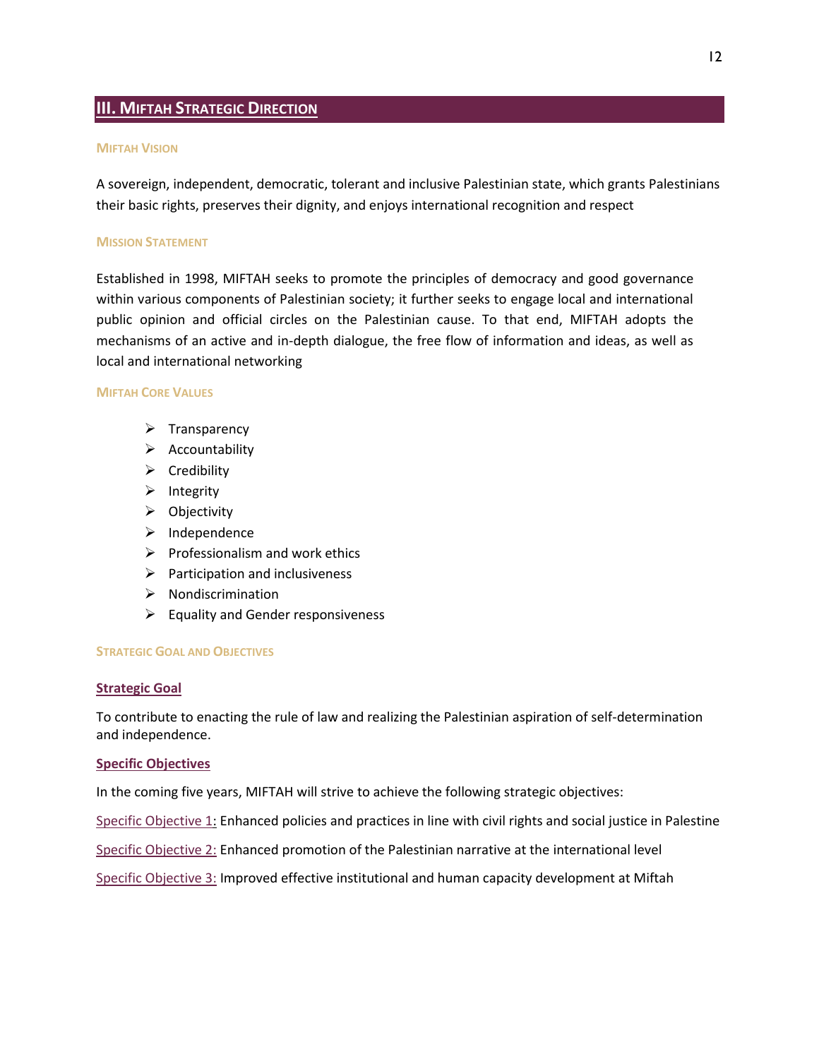## III. MIFTAH STRATEGIC DIRECTION

### MIFTAH VISION

A sovereign, independent, democratic, tolerant and inclusive Palestinian state, which grants Palestinians their basic rights, preserves their dignity, and enjoys international recognition and respect

### MISSION STATEMENT

Established in 1998, MIFTAH seeks to promote the principles of democracy and good governance within various components of Palestinian society; it further seeks to engage local and international public opinion and official circles on the Palestinian cause. To that end, MIFTAH adopts the mechanisms of an active and in-depth dialogue, the free flow of information and ideas, as well as local and international networking

### MIFTAH CORE VALUES

- Transparency
- Accountability
- Credibility
- Integrity
- Objectivity
- Independence
- Professionalism and work ethics
- Participation and inclusiveness
- Nondiscrimination
- Equality and Gender responsiveness

### STRATEGIC GOAL AND OBJECTIVES

#### Strategic Goal

To contribute to enacting the rule of law and realizing the Palestinian aspiration of self-determination and independence.

#### Specific Objectives

In the coming five years, MIFTAH will strive to achieve the following strategic objectives:

Specific Objective 1: Enhanced policies and practices in line with civil rights and social justice in Palestine

Specific Objective 2: Enhanced promotion of the Palestinian narrative at the international level

Specific Objective 3: Improved effective institutional and human capacity development at Miftah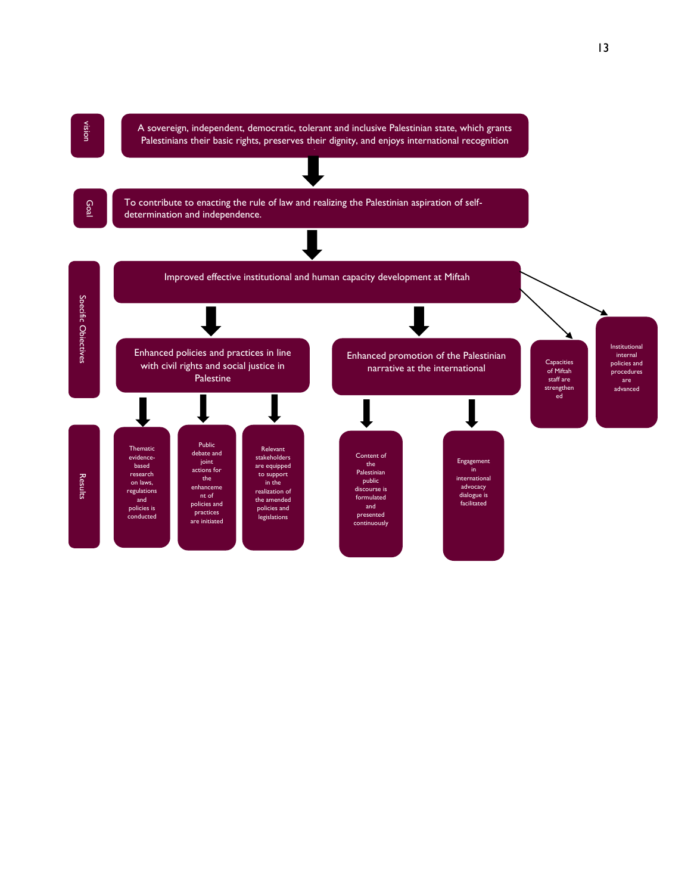**Vision**

A sovereign, independent, democratic, tolerant and inclusive Palestinian state, which grants Palestinians their basic rights, preserves their dignity, and enjoys international recognition

↓

**Goal**

To contribute to enacting the rule of law and realizing the Palestinian aspiration of self-determination and independence.

↓

**Specific Objectives**

- Improved effective institutional and human capacity development at Miftah
  - Enhanced policies and practices in line with civil rights and social justice in Palestine
  - Enhanced promotion of the Palestinian narrative at the international
  - Capacities of Miftah staff are strengthened
  - Institutional internal policies and procedures are advanced

**Results**

- Enhanced policies and practices in line with civil rights and social justice in Palestine:
  - Thematic evidence-based research on laws, regulations and policies is conducted
  - Public debate and joint actions for the enhancement of policies and practices are initiated
  - Relevant stakeholders are equipped to support in the realization of the amended policies and legislations
- Enhanced promotion of the Palestinian narrative at the international:
  - Content of the Palestinian public discourse is formulated and presented continuously
  - Engagement in international advocacy dialogue is facilitated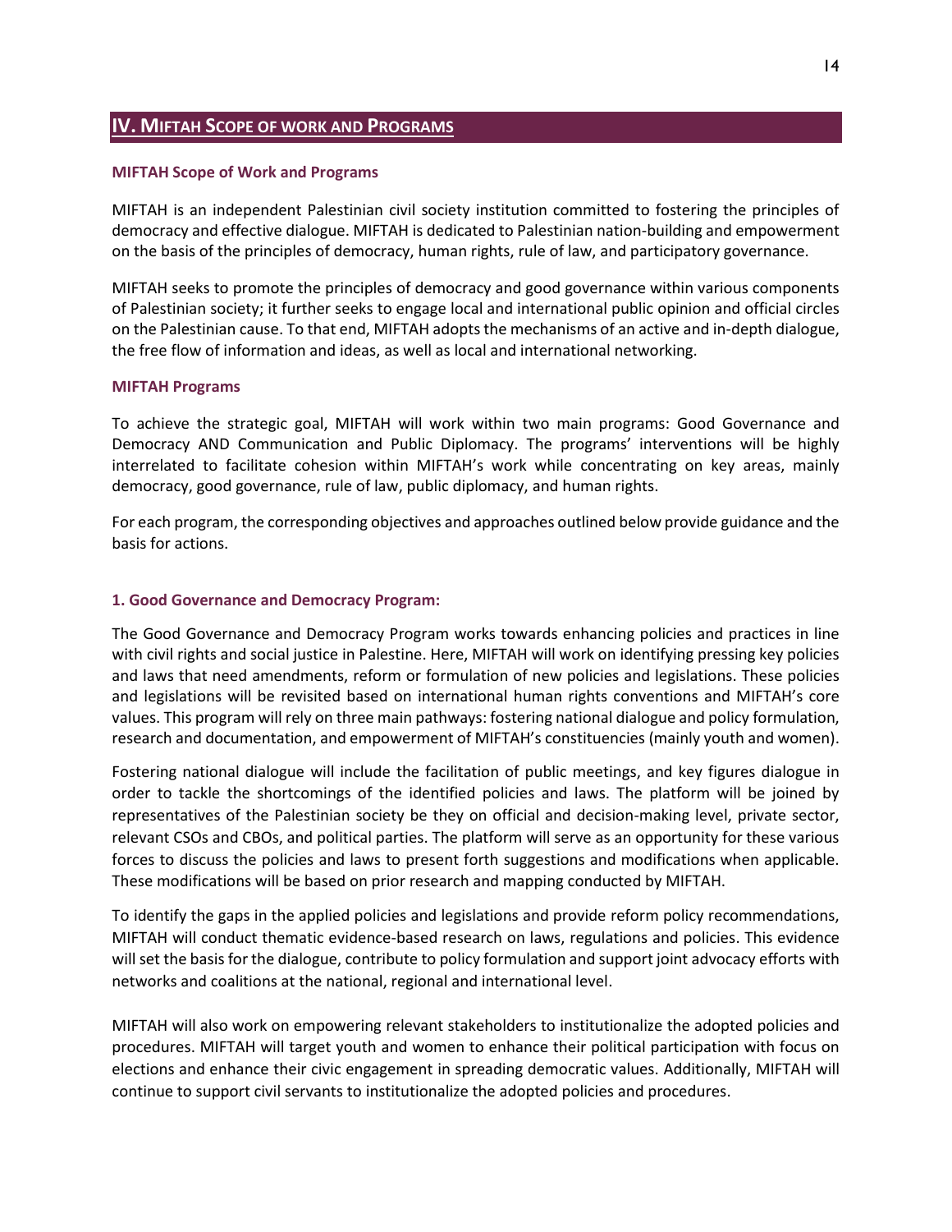## IV. MIFTAH SCOPE OF WORK AND PROGRAMS

### MIFTAH Scope of Work and Programs

MIFTAH is an independent Palestinian civil society institution committed to fostering the principles of democracy and effective dialogue. MIFTAH is dedicated to Palestinian nation-building and empowerment on the basis of the principles of democracy, human rights, rule of law, and participatory governance.

MIFTAH seeks to promote the principles of democracy and good governance within various components of Palestinian society; it further seeks to engage local and international public opinion and official circles on the Palestinian cause. To that end, MIFTAH adopts the mechanisms of an active and in-depth dialogue, the free flow of information and ideas, as well as local and international networking.

### MIFTAH Programs

To achieve the strategic goal, MIFTAH will work within two main programs: Good Governance and Democracy AND Communication and Public Diplomacy. The programs' interventions will be highly interrelated to facilitate cohesion within MIFTAH's work while concentrating on key areas, mainly democracy, good governance, rule of law, public diplomacy, and human rights.

For each program, the corresponding objectives and approaches outlined below provide guidance and the basis for actions.

### 1. Good Governance and Democracy Program:

The Good Governance and Democracy Program works towards enhancing policies and practices in line with civil rights and social justice in Palestine. Here, MIFTAH will work on identifying pressing key policies and laws that need amendments, reform or formulation of new policies and legislations. These policies and legislations will be revisited based on international human rights conventions and MIFTAH's core values. This program will rely on three main pathways: fostering national dialogue and policy formulation, research and documentation, and empowerment of MIFTAH's constituencies (mainly youth and women).

Fostering national dialogue will include the facilitation of public meetings, and key figures dialogue in order to tackle the shortcomings of the identified policies and laws. The platform will be joined by representatives of the Palestinian society be they on official and decision-making level, private sector, relevant CSOs and CBOs, and political parties. The platform will serve as an opportunity for these various forces to discuss the policies and laws to present forth suggestions and modifications when applicable. These modifications will be based on prior research and mapping conducted by MIFTAH.

To identify the gaps in the applied policies and legislations and provide reform policy recommendations, MIFTAH will conduct thematic evidence-based research on laws, regulations and policies. This evidence will set the basis for the dialogue, contribute to policy formulation and support joint advocacy efforts with networks and coalitions at the national, regional and international level.

MIFTAH will also work on empowering relevant stakeholders to institutionalize the adopted policies and procedures. MIFTAH will target youth and women to enhance their political participation with focus on elections and enhance their civic engagement in spreading democratic values. Additionally, MIFTAH will continue to support civil servants to institutionalize the adopted policies and procedures.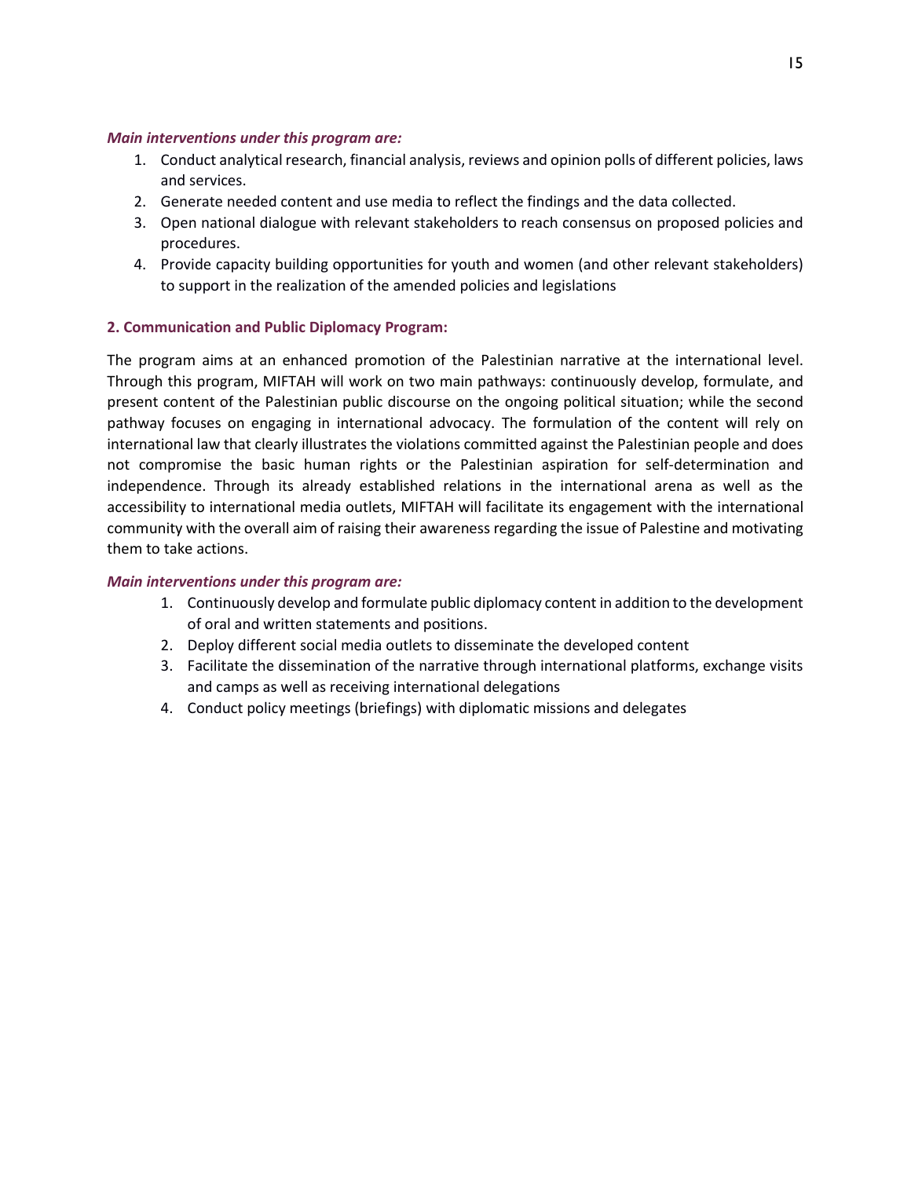***Main interventions under this program are:***

1. Conduct analytical research, financial analysis, reviews and opinion polls of different policies, laws and services.
2. Generate needed content and use media to reflect the findings and the data collected.
3. Open national dialogue with relevant stakeholders to reach consensus on proposed policies and procedures.
4. Provide capacity building opportunities for youth and women (and other relevant stakeholders) to support in the realization of the amended policies and legislations

**2. Communication and Public Diplomacy Program:**

The program aims at an enhanced promotion of the Palestinian narrative at the international level. Through this program, MIFTAH will work on two main pathways: continuously develop, formulate, and present content of the Palestinian public discourse on the ongoing political situation; while the second pathway focuses on engaging in international advocacy. The formulation of the content will rely on international law that clearly illustrates the violations committed against the Palestinian people and does not compromise the basic human rights or the Palestinian aspiration for self-determination and independence. Through its already established relations in the international arena as well as the accessibility to international media outlets, MIFTAH will facilitate its engagement with the international community with the overall aim of raising their awareness regarding the issue of Palestine and motivating them to take actions.

***Main interventions under this program are:***

1. Continuously develop and formulate public diplomacy content in addition to the development of oral and written statements and positions.
2. Deploy different social media outlets to disseminate the developed content
3. Facilitate the dissemination of the narrative through international platforms, exchange visits and camps as well as receiving international delegations
4. Conduct policy meetings (briefings) with diplomatic missions and delegates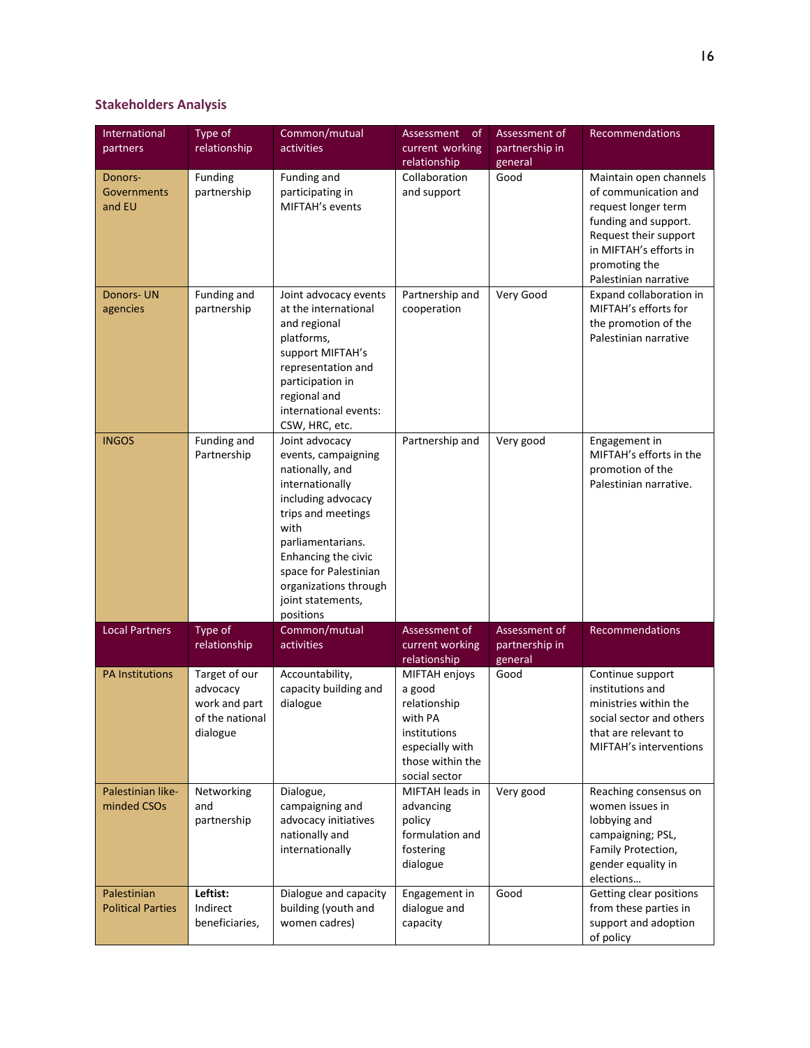## Stakeholders Analysis

| International partners | Type of relationship | Common/mutual activities | Assessment of current working relationship | Assessment of partnership in general | Recommendations |
|---|---|---|---|---|---|
| Donors- Governments and EU | Funding partnership | Funding and participating in MIFTAH's events | Collaboration and support | Good | Maintain open channels of communication and request longer term funding and support. Request their support in MIFTAH's efforts in promoting the Palestinian narrative |
| Donors- UN agencies | Funding and partnership | Joint advocacy events at the international and regional platforms, support MIFTAH's representation and participation in regional and international events: CSW, HRC, etc. | Partnership and cooperation | Very Good | Expand collaboration in MIFTAH's efforts for the promotion of the Palestinian narrative |
| INGOS | Funding and Partnership | Joint advocacy events, campaigning nationally, and internationally including advocacy trips and meetings with parliamentarians. Enhancing the civic space for Palestinian organizations through joint statements, positions | Partnership and | Very good | Engagement in MIFTAH's efforts in the promotion of the Palestinian narrative. |
| **Local Partners** | **Type of relationship** | **Common/mutual activities** | **Assessment of current working relationship** | **Assessment of partnership in general** | **Recommendations** |
| PA Institutions | Target of our advocacy work and part of the national dialogue | Accountability, capacity building and dialogue | MIFTAH enjoys a good relationship with PA institutions especially with those within the social sector | Good | Continue support institutions and ministries within the social sector and others that are relevant to MIFTAH's interventions |
| Palestinian like-minded CSOs | Networking and partnership | Dialogue, campaigning and advocacy initiatives nationally and internationally | MIFTAH leads in advancing policy formulation and fostering dialogue | Very good | Reaching consensus on women issues in lobbying and campaigning; PSL, Family Protection, gender equality in elections… |
| Palestinian Political Parties | **Leftist:** Indirect beneficiaries, | Dialogue and capacity building (youth and women cadres) | Engagement in dialogue and capacity | Good | Getting clear positions from these parties in support and adoption of policy |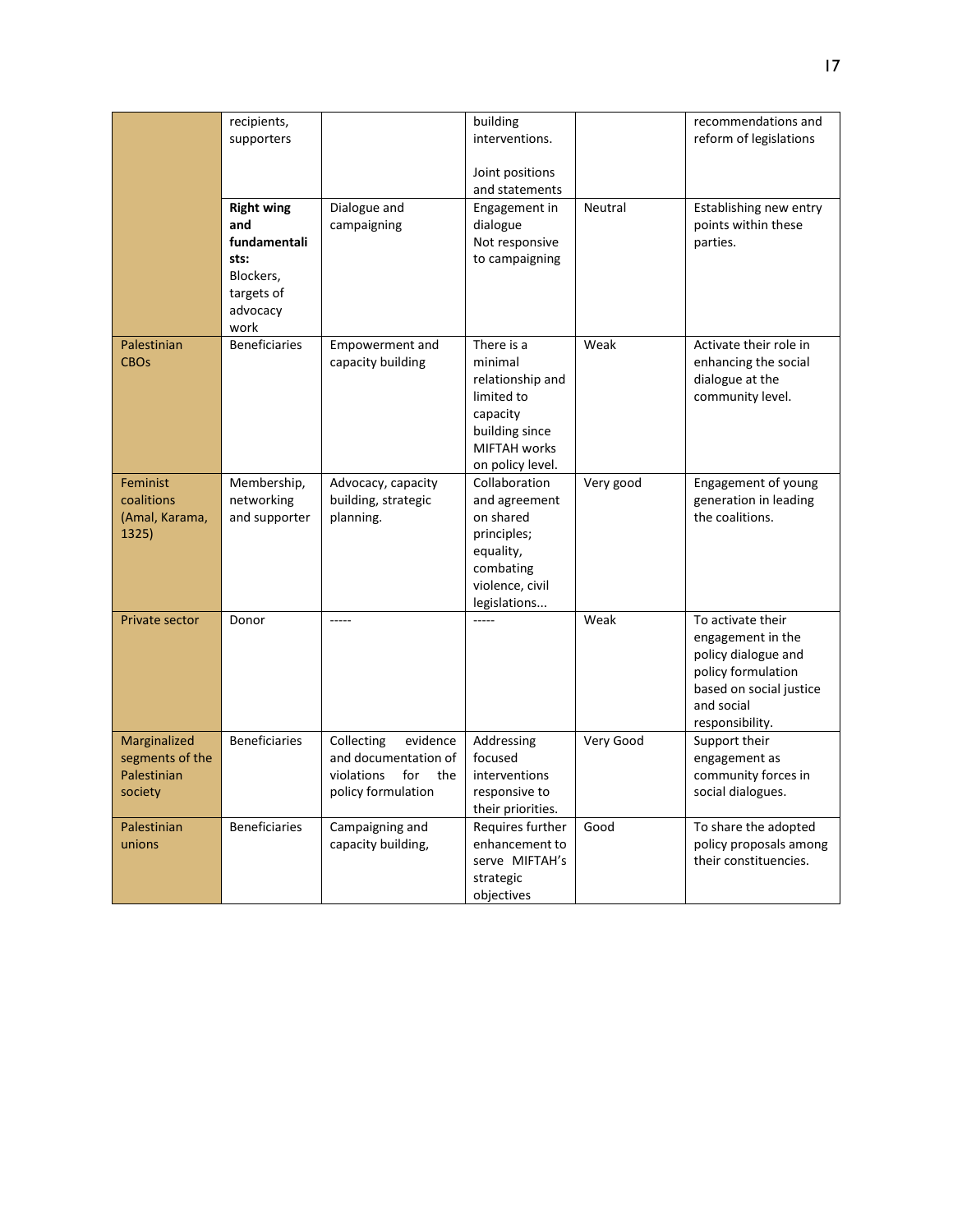| | | | | | |
|---|---|---|---|---|---|
| | recipients, supporters | | building interventions. Joint positions and statements | | recommendations and reform of legislations |
| | **Right wing and fundamentalists:** Blockers, targets of advocacy work | Dialogue and campaigning | Engagement in dialogue Not responsive to campaigning | Neutral | Establishing new entry points within these parties. |
| Palestinian CBOs | Beneficiaries | Empowerment and capacity building | There is a minimal relationship and limited to capacity building since MIFTAH works on policy level. | Weak | Activate their role in enhancing the social dialogue at the community level. |
| Feminist coalitions (Amal, Karama, 1325) | Membership, networking and supporter | Advocacy, capacity building, strategic planning. | Collaboration and agreement on shared principles; equality, combating violence, civil legislations... | Very good | Engagement of young generation in leading the coalitions. |
| Private sector | Donor | ----- | ----- | Weak | To activate their engagement in the policy dialogue and policy formulation based on social justice and social responsibility. |
| Marginalized segments of the Palestinian society | Beneficiaries | Collecting evidence and documentation of violations for the policy formulation | Addressing focused interventions responsive to their priorities. | Very Good | Support their engagement as community forces in social dialogues. |
| Palestinian unions | Beneficiaries | Campaigning and capacity building, | Requires further enhancement to serve MIFTAH's strategic objectives | Good | To share the adopted policy proposals among their constituencies. |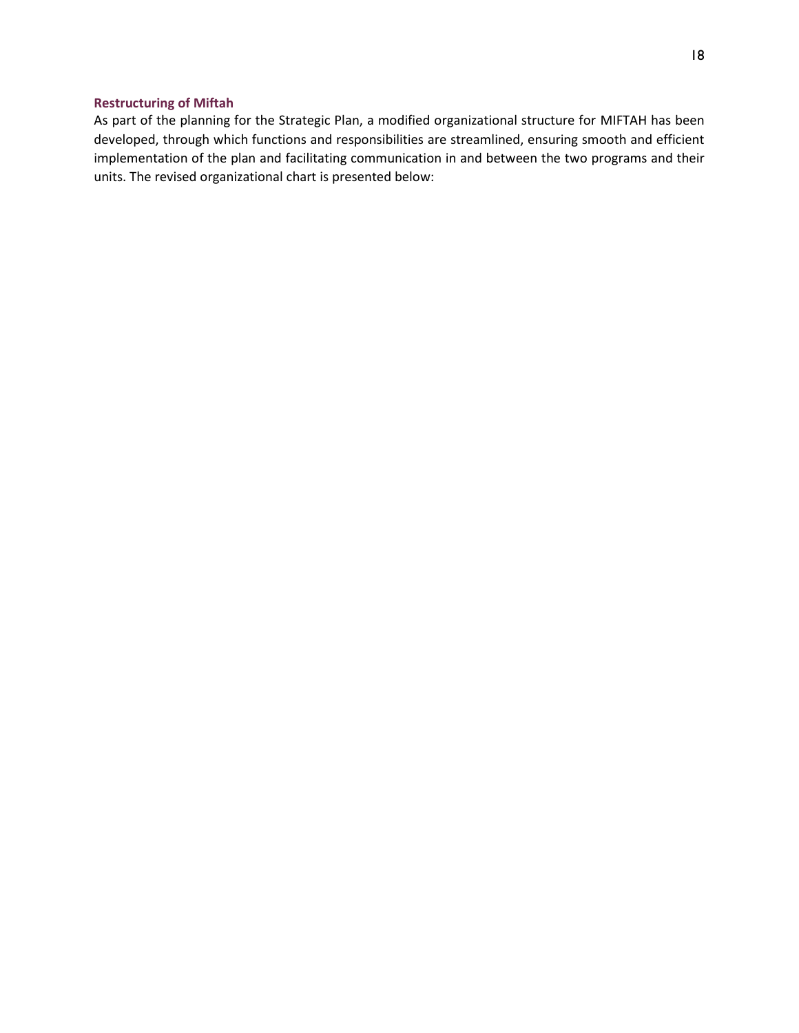### Restructuring of Miftah

As part of the planning for the Strategic Plan, a modified organizational structure for MIFTAH has been developed, through which functions and responsibilities are streamlined, ensuring smooth and efficient implementation of the plan and facilitating communication in and between the two programs and their units. The revised organizational chart is presented below: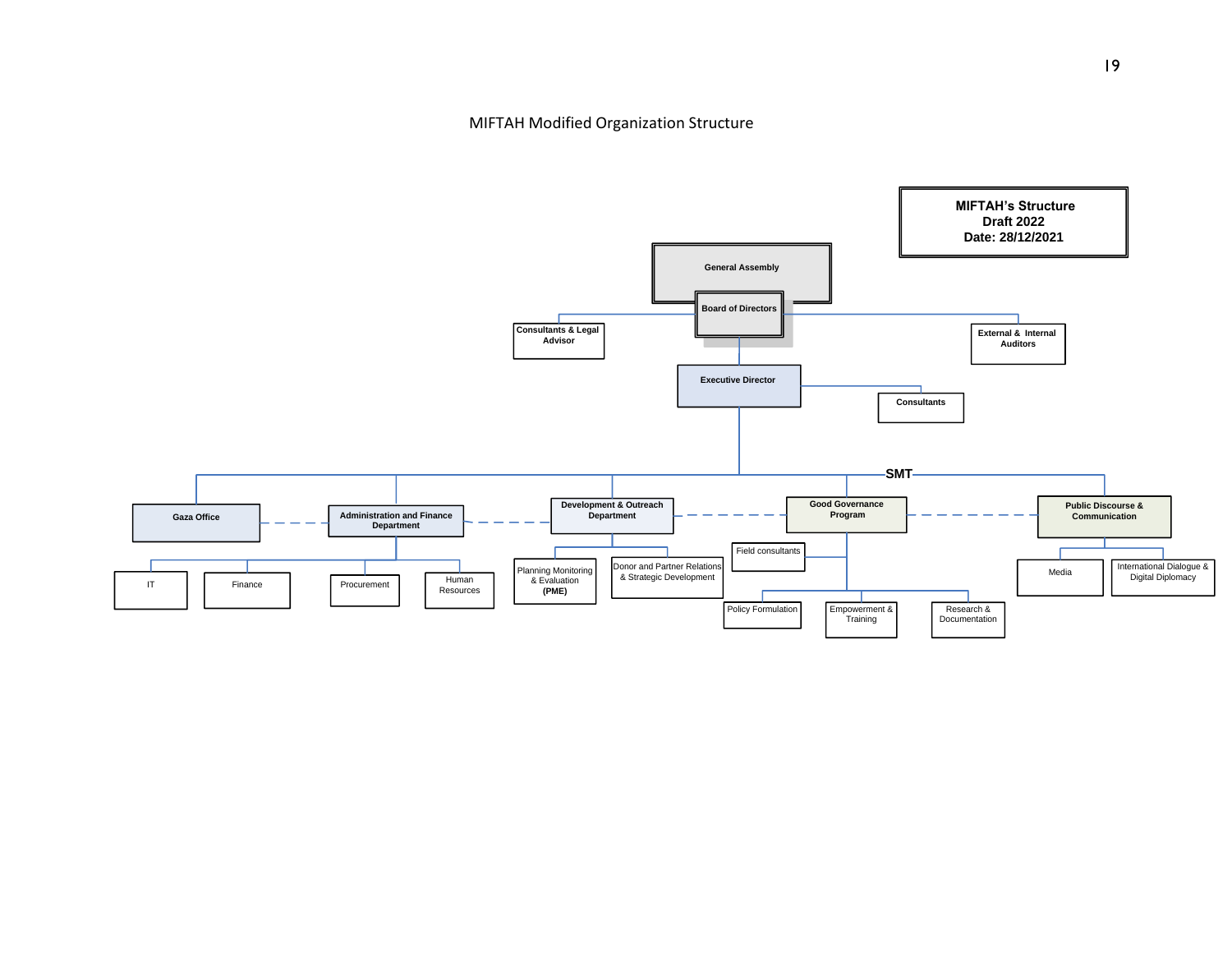MIFTAH Modified Organization Structure

**MIFTAH's Structure**
**Draft 2022**
**Date: 28/12/2021**

- **General Assembly**
  - **Board of Directors**
    - **Consultants & Legal Advisor**
    - **External & Internal Auditors**
    - **Executive Director**
      - **Consultants**
      - **SMT**
        - **Gaza Office**
        - **Administration and Finance Department**
          - IT
          - Finance
          - Procurement
          - Human Resources
        - **Development & Outreach Department**
          - Planning Monitoring & Evaluation **(PME)**
          - Donor and Partner Relations & Strategic Development
        - **Good Governance Program**
          - Field consultants
          - Policy Formulation
          - Empowerment & Training
          - Research & Documentation
        - **Public Discourse & Communication**
          - Media
          - International Dialogue & Digital Diplomacy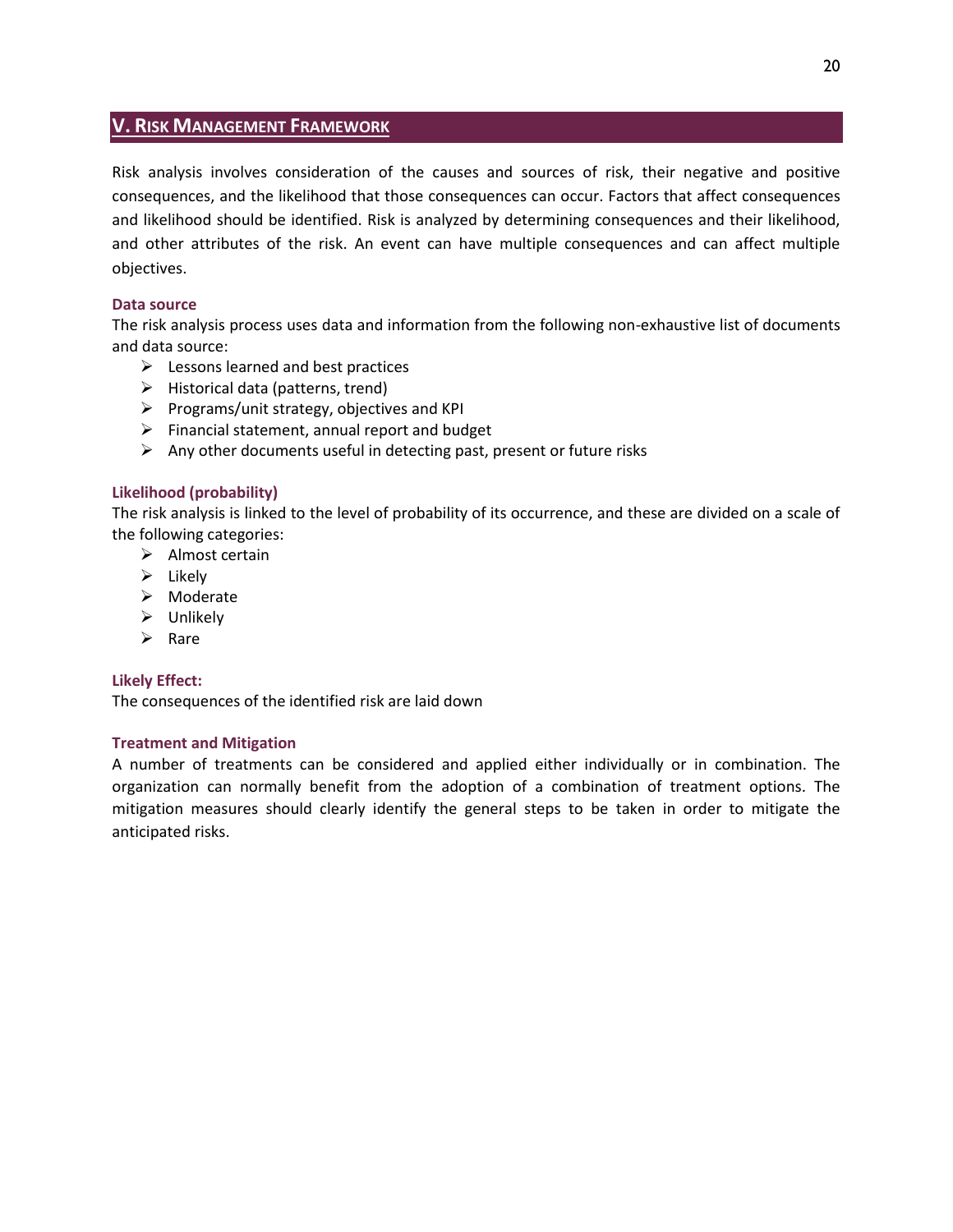## V. Risk Management Framework

Risk analysis involves consideration of the causes and sources of risk, their negative and positive consequences, and the likelihood that those consequences can occur. Factors that affect consequences and likelihood should be identified. Risk is analyzed by determining consequences and their likelihood, and other attributes of the risk. An event can have multiple consequences and can affect multiple objectives.

### Data source

The risk analysis process uses data and information from the following non-exhaustive list of documents and data source:

- Lessons learned and best practices
- Historical data (patterns, trend)
- Programs/unit strategy, objectives and KPI
- Financial statement, annual report and budget
- Any other documents useful in detecting past, present or future risks

### Likelihood (probability)

The risk analysis is linked to the level of probability of its occurrence, and these are divided on a scale of the following categories:

- Almost certain
- Likely
- Moderate
- Unlikely
- Rare

### Likely Effect:

The consequences of the identified risk are laid down

### Treatment and Mitigation

A number of treatments can be considered and applied either individually or in combination. The organization can normally benefit from the adoption of a combination of treatment options. The mitigation measures should clearly identify the general steps to be taken in order to mitigate the anticipated risks.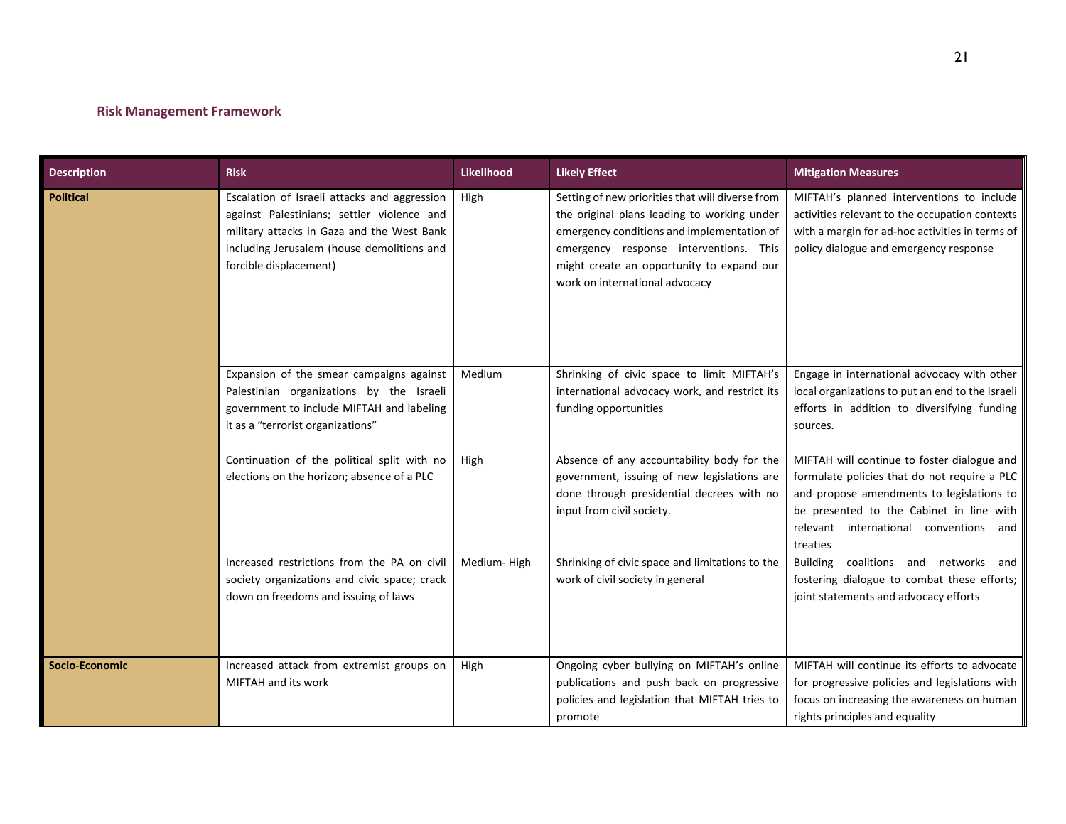## Risk Management Framework

| Description | Risk | Likelihood | Likely Effect | Mitigation Measures |
|---|---|---|---|---|
| **Political** | Escalation of Israeli attacks and aggression against Palestinians; settler violence and military attacks in Gaza and the West Bank including Jerusalem (house demolitions and forcible displacement) | High | Setting of new priorities that will diverse from the original plans leading to working under emergency conditions and implementation of emergency response interventions. This might create an opportunity to expand our work on international advocacy | MIFTAH's planned interventions to include activities relevant to the occupation contexts with a margin for ad-hoc activities in terms of policy dialogue and emergency response |
| | Expansion of the smear campaigns against Palestinian organizations by the Israeli government to include MIFTAH and labeling it as a "terrorist organizations" | Medium | Shrinking of civic space to limit MIFTAH's international advocacy work, and restrict its funding opportunities | Engage in international advocacy with other local organizations to put an end to the Israeli efforts in addition to diversifying funding sources. |
| | Continuation of the political split with no elections on the horizon; absence of a PLC | High | Absence of any accountability body for the government, issuing of new legislations are done through presidential decrees with no input from civil society. | MIFTAH will continue to foster dialogue and formulate policies that do not require a PLC and propose amendments to legislations to be presented to the Cabinet in line with relevant international conventions and treaties |
| | Increased restrictions from the PA on civil society organizations and civic space; crack down on freedoms and issuing of laws | Medium- High | Shrinking of civic space and limitations to the work of civil society in general | Building coalitions and networks and fostering dialogue to combat these efforts; joint statements and advocacy efforts |
| **Socio-Economic** | Increased attack from extremist groups on MIFTAH and its work | High | Ongoing cyber bullying on MIFTAH's online publications and push back on progressive policies and legislation that MIFTAH tries to promote | MIFTAH will continue its efforts to advocate for progressive policies and legislations with focus on increasing the awareness on human rights principles and equality |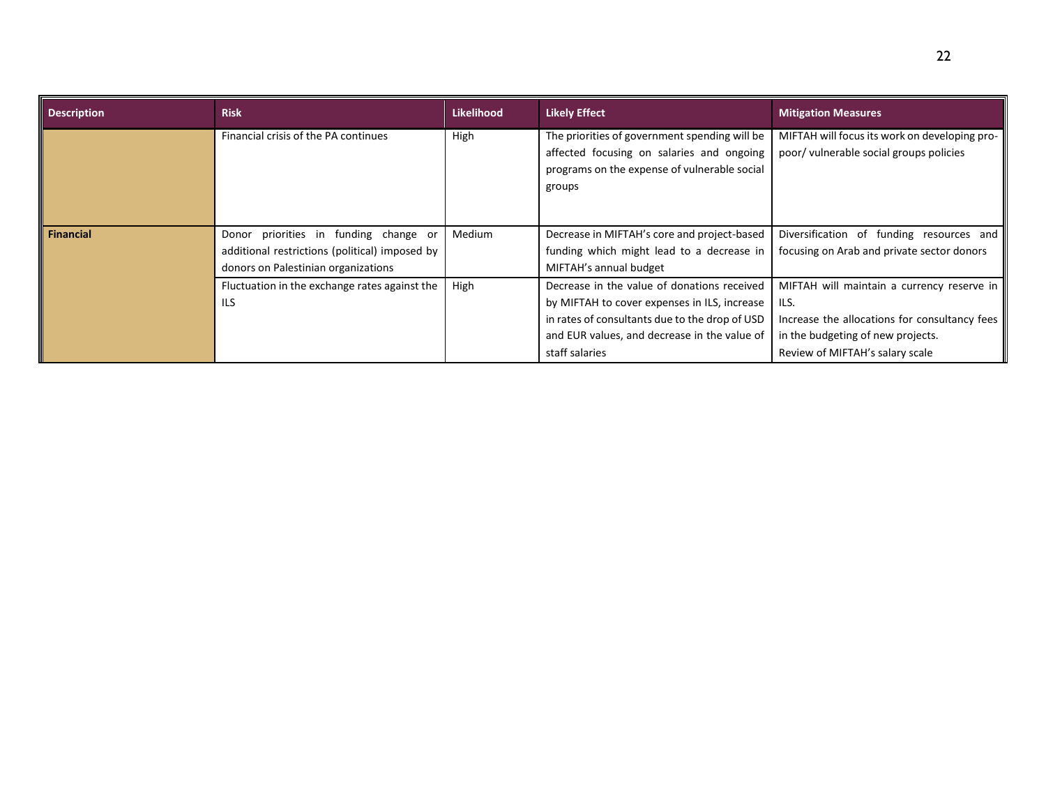| Description | Risk | Likelihood | Likely Effect | Mitigation Measures |
|---|---|---|---|---|
| | Financial crisis of the PA continues | High | The priorities of government spending will be affected focusing on salaries and ongoing programs on the expense of vulnerable social groups | MIFTAH will focus its work on developing pro-poor/ vulnerable social groups policies |
| **Financial** | Donor priorities in funding change or additional restrictions (political) imposed by donors on Palestinian organizations | Medium | Decrease in MIFTAH's core and project-based funding which might lead to a decrease in MIFTAH's annual budget | Diversification of funding resources and focusing on Arab and private sector donors |
| | Fluctuation in the exchange rates against the ILS | High | Decrease in the value of donations received by MIFTAH to cover expenses in ILS, increase in rates of consultants due to the drop of USD and EUR values, and decrease in the value of staff salaries | MIFTAH will maintain a currency reserve in ILS.<br>Increase the allocations for consultancy fees in the budgeting of new projects.<br>Review of MIFTAH's salary scale |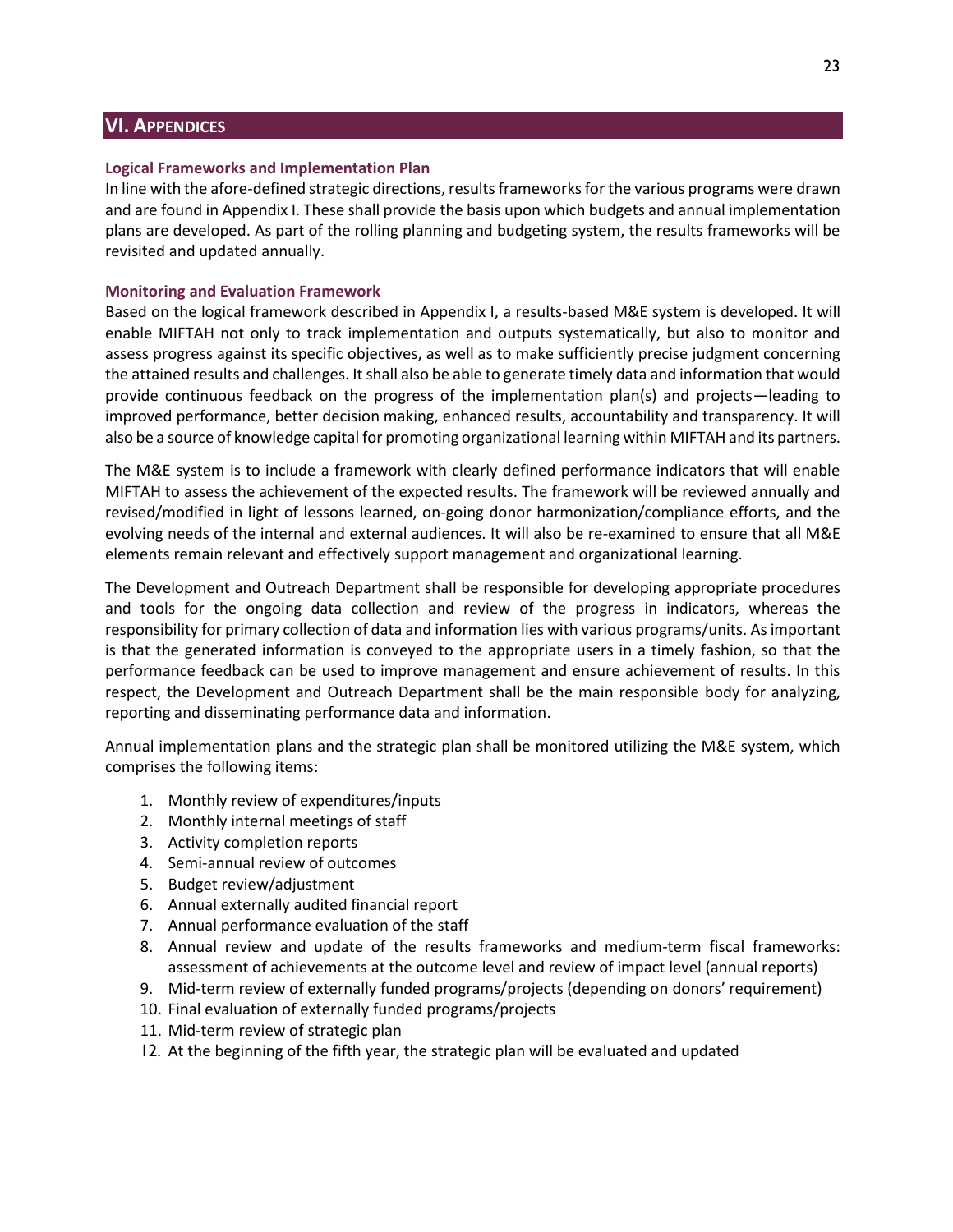## VI. Appendices

### Logical Frameworks and Implementation Plan

In line with the afore-defined strategic directions, results frameworks for the various programs were drawn and are found in Appendix I. These shall provide the basis upon which budgets and annual implementation plans are developed. As part of the rolling planning and budgeting system, the results frameworks will be revisited and updated annually.

### Monitoring and Evaluation Framework

Based on the logical framework described in Appendix I, a results-based M&E system is developed. It will enable MIFTAH not only to track implementation and outputs systematically, but also to monitor and assess progress against its specific objectives, as well as to make sufficiently precise judgment concerning the attained results and challenges. It shall also be able to generate timely data and information that would provide continuous feedback on the progress of the implementation plan(s) and projects—leading to improved performance, better decision making, enhanced results, accountability and transparency. It will also be a source of knowledge capital for promoting organizational learning within MIFTAH and its partners.

The M&E system is to include a framework with clearly defined performance indicators that will enable MIFTAH to assess the achievement of the expected results. The framework will be reviewed annually and revised/modified in light of lessons learned, on-going donor harmonization/compliance efforts, and the evolving needs of the internal and external audiences. It will also be re-examined to ensure that all M&E elements remain relevant and effectively support management and organizational learning.

The Development and Outreach Department shall be responsible for developing appropriate procedures and tools for the ongoing data collection and review of the progress in indicators, whereas the responsibility for primary collection of data and information lies with various programs/units. As important is that the generated information is conveyed to the appropriate users in a timely fashion, so that the performance feedback can be used to improve management and ensure achievement of results. In this respect, the Development and Outreach Department shall be the main responsible body for analyzing, reporting and disseminating performance data and information.

Annual implementation plans and the strategic plan shall be monitored utilizing the M&E system, which comprises the following items:

1. Monthly review of expenditures/inputs
2. Monthly internal meetings of staff
3. Activity completion reports
4. Semi-annual review of outcomes
5. Budget review/adjustment
6. Annual externally audited financial report
7. Annual performance evaluation of the staff
8. Annual review and update of the results frameworks and medium-term fiscal frameworks: assessment of achievements at the outcome level and review of impact level (annual reports)
9. Mid-term review of externally funded programs/projects (depending on donors' requirement)
10. Final evaluation of externally funded programs/projects
11. Mid-term review of strategic plan
12. At the beginning of the fifth year, the strategic plan will be evaluated and updated